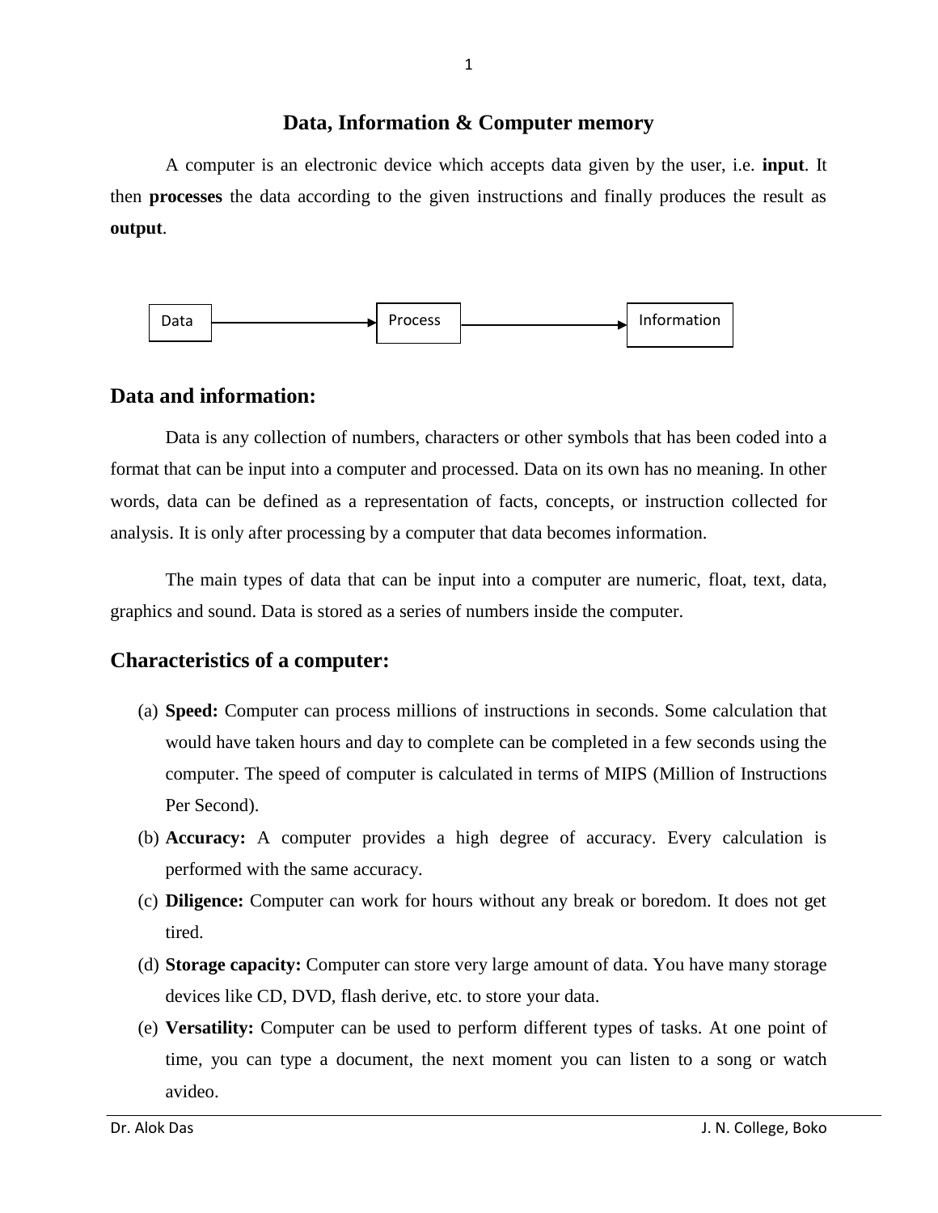# Data, Information & Computer memory

A computer is an electronic device which accepts data given by the user, i.e. **input**. It then **processes** the data according to the given instructions and finally produces the result as **output**.

Data → Process → Information

## Data and information:

Data is any collection of numbers, characters or other symbols that has been coded into a format that can be input into a computer and processed. Data on its own has no meaning. In other words, data can be defined as a representation of facts, concepts, or instruction collected for analysis. It is only after processing by a computer that data becomes information.

The main types of data that can be input into a computer are numeric, float, text, data, graphics and sound. Data is stored as a series of numbers inside the computer.

## Characteristics of a computer:

(a) **Speed:** Computer can process millions of instructions in seconds. Some calculation that would have taken hours and day to complete can be completed in a few seconds using the computer. The speed of computer is calculated in terms of MIPS (Million of Instructions Per Second).

(b) **Accuracy:** A computer provides a high degree of accuracy. Every calculation is performed with the same accuracy.

(c) **Diligence:** Computer can work for hours without any break or boredom. It does not get tired.

(d) **Storage capacity:** Computer can store very large amount of data. You have many storage devices like CD, DVD, flash derive, etc. to store your data.

(e) **Versatility:** Computer can be used to perform different types of tasks. At one point of time, you can type a document, the next moment you can listen to a song or watch avideo.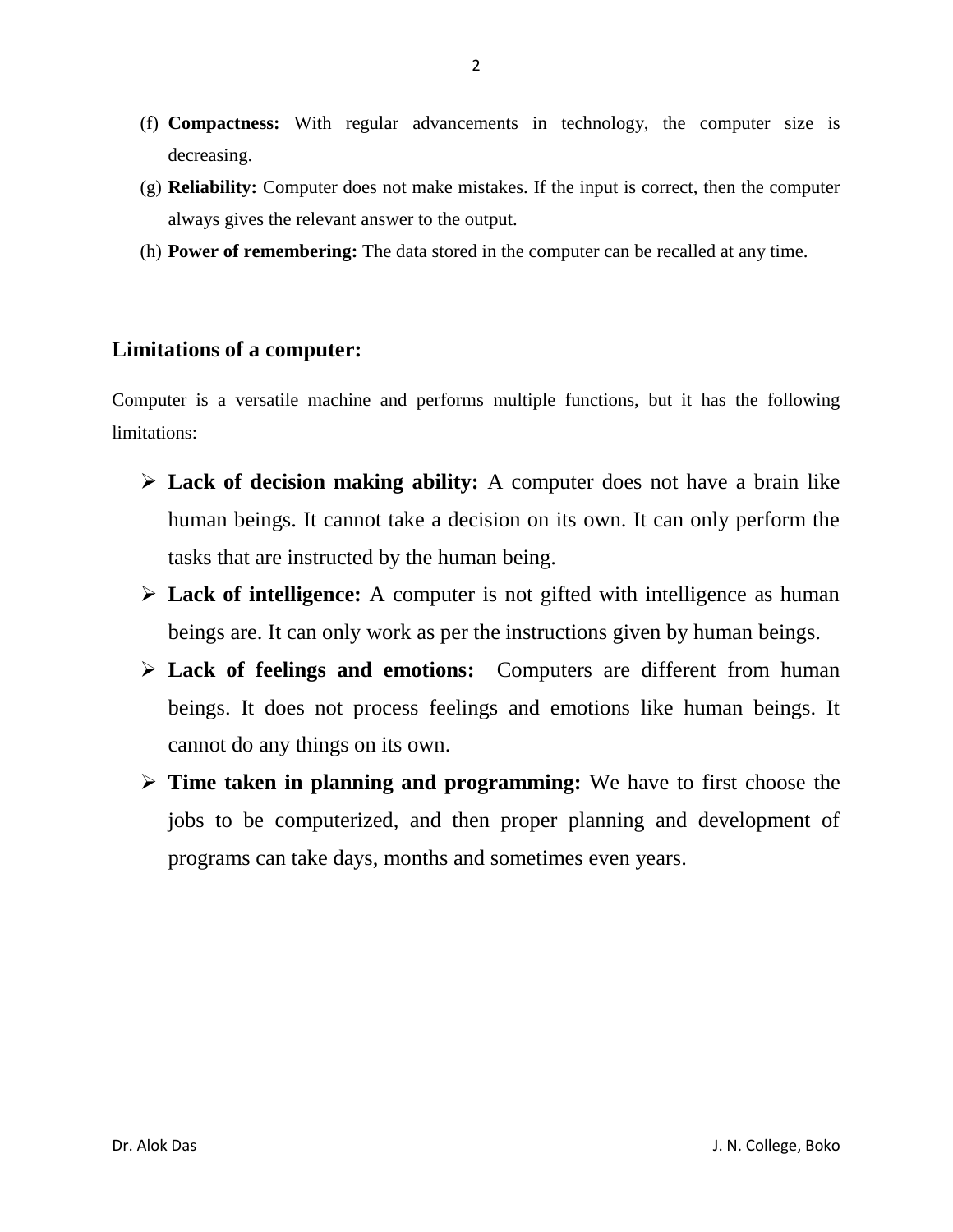(f) **Compactness:** With regular advancements in technology, the computer size is decreasing.

(g) **Reliability:** Computer does not make mistakes. If the input is correct, then the computer always gives the relevant answer to the output.

(h) **Power of remembering:** The data stored in the computer can be recalled at any time.

## Limitations of a computer:

Computer is a versatile machine and performs multiple functions, but it has the following limitations:

- **Lack of decision making ability:** A computer does not have a brain like human beings. It cannot take a decision on its own. It can only perform the tasks that are instructed by the human being.
- **Lack of intelligence:** A computer is not gifted with intelligence as human beings are. It can only work as per the instructions given by human beings.
- **Lack of feelings and emotions:** Computers are different from human beings. It does not process feelings and emotions like human beings. It cannot do any things on its own.
- **Time taken in planning and programming:** We have to first choose the jobs to be computerized, and then proper planning and development of programs can take days, months and sometimes even years.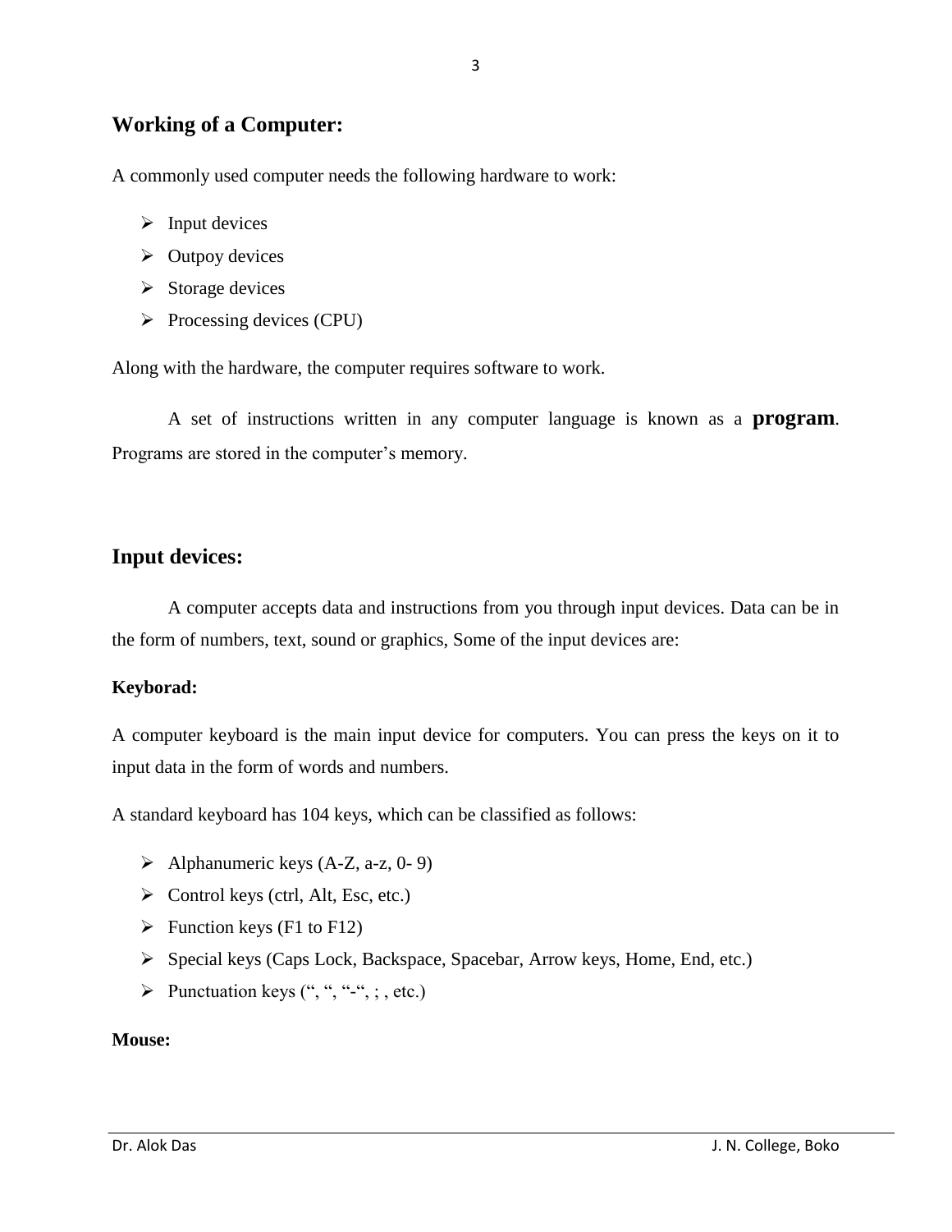## Working of a Computer:

A commonly used computer needs the following hardware to work:

- Input devices
- Outpoy devices
- Storage devices
- Processing devices (CPU)

Along with the hardware, the computer requires software to work.

A set of instructions written in any computer language is known as a **program**. Programs are stored in the computer's memory.

## Input devices:

A computer accepts data and instructions from you through input devices. Data can be in the form of numbers, text, sound or graphics, Some of the input devices are:

**Keyborad:**

A computer keyboard is the main input device for computers. You can press the keys on it to input data in the form of words and numbers.

A standard keyboard has 104 keys, which can be classified as follows:

- Alphanumeric keys (A-Z, a-z, 0- 9)
- Control keys (ctrl, Alt, Esc, etc.)
- Function keys (F1 to F12)
- Special keys (Caps Lock, Backspace, Spacebar, Arrow keys, Home, End, etc.)
- Punctuation keys (", ", "-", ; , etc.)

**Mouse:**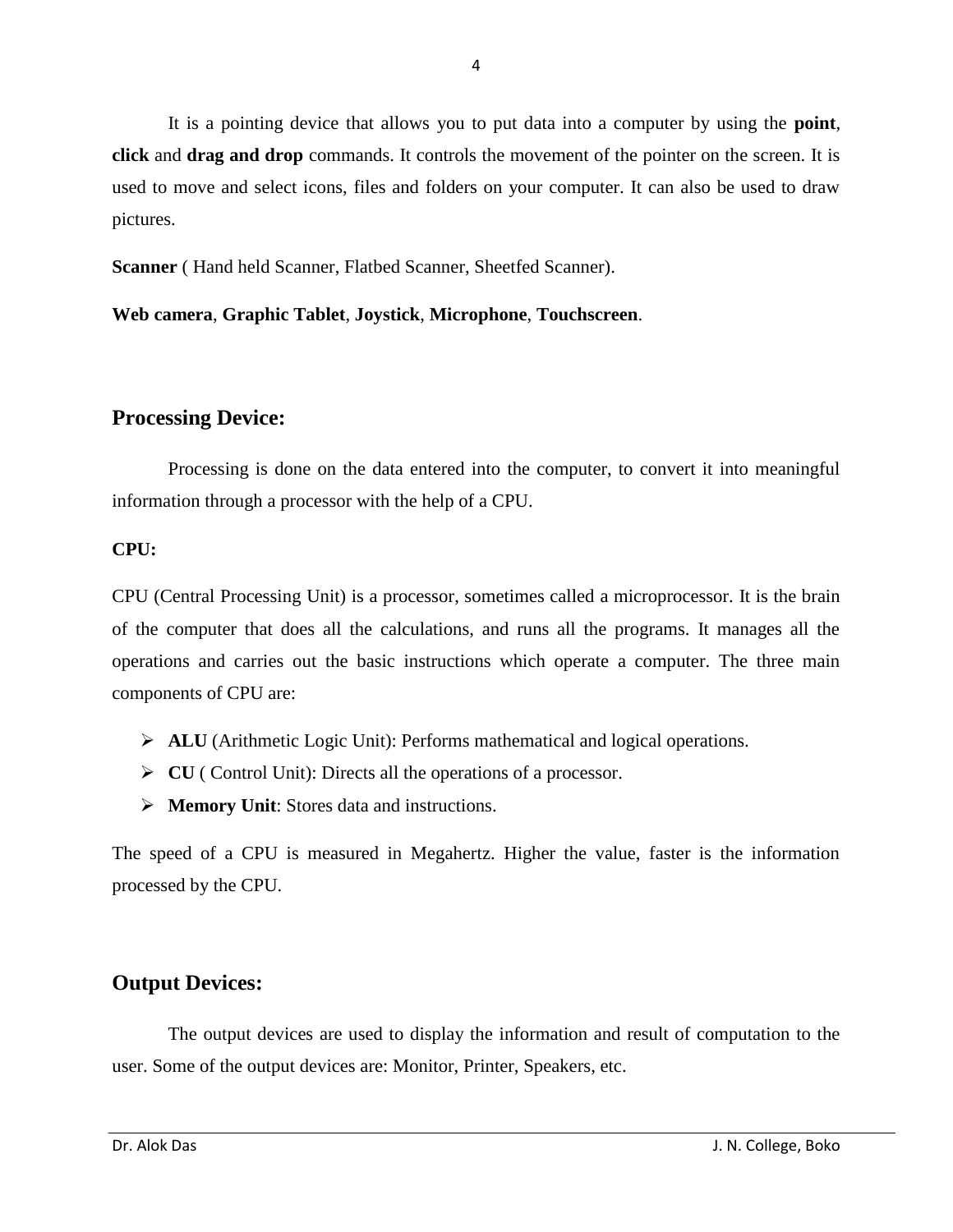It is a pointing device that allows you to put data into a computer by using the **point**, **click** and **drag and drop** commands. It controls the movement of the pointer on the screen. It is used to move and select icons, files and folders on your computer. It can also be used to draw pictures.

**Scanner** ( Hand held Scanner, Flatbed Scanner, Sheetfed Scanner).

**Web camera**, **Graphic Tablet**, **Joystick**, **Microphone**, **Touchscreen**.

## Processing Device:

Processing is done on the data entered into the computer, to convert it into meaningful information through a processor with the help of a CPU.

**CPU:**

CPU (Central Processing Unit) is a processor, sometimes called a microprocessor. It is the brain of the computer that does all the calculations, and runs all the programs. It manages all the operations and carries out the basic instructions which operate a computer. The three main components of CPU are:

- **ALU** (Arithmetic Logic Unit): Performs mathematical and logical operations.
- **CU** ( Control Unit): Directs all the operations of a processor.
- **Memory Unit**: Stores data and instructions.

The speed of a CPU is measured in Megahertz. Higher the value, faster is the information processed by the CPU.

## Output Devices:

The output devices are used to display the information and result of computation to the user. Some of the output devices are: Monitor, Printer, Speakers, etc.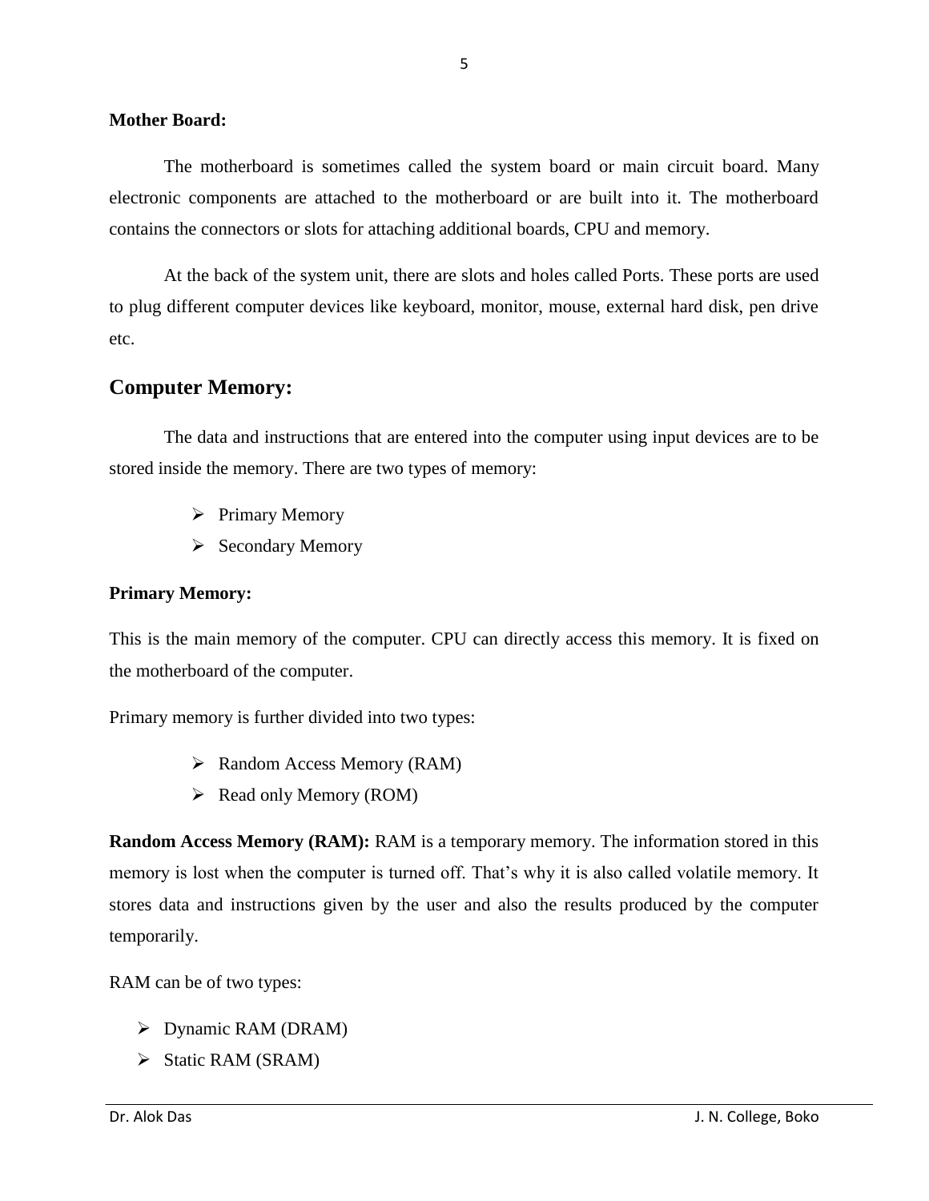**Mother Board:**

The motherboard is sometimes called the system board or main circuit board. Many electronic components are attached to the motherboard or are built into it. The motherboard contains the connectors or slots for attaching additional boards, CPU and memory.

At the back of the system unit, there are slots and holes called Ports. These ports are used to plug different computer devices like keyboard, monitor, mouse, external hard disk, pen drive etc.

## Computer Memory:

The data and instructions that are entered into the computer using input devices are to be stored inside the memory. There are two types of memory:

- Primary Memory
- Secondary Memory

**Primary Memory:**

This is the main memory of the computer. CPU can directly access this memory. It is fixed on the motherboard of the computer.

Primary memory is further divided into two types:

- Random Access Memory (RAM)
- Read only Memory (ROM)

**Random Access Memory (RAM):** RAM is a temporary memory. The information stored in this memory is lost when the computer is turned off. That's why it is also called volatile memory. It stores data and instructions given by the user and also the results produced by the computer temporarily.

RAM can be of two types:

- Dynamic RAM (DRAM)
- Static RAM (SRAM)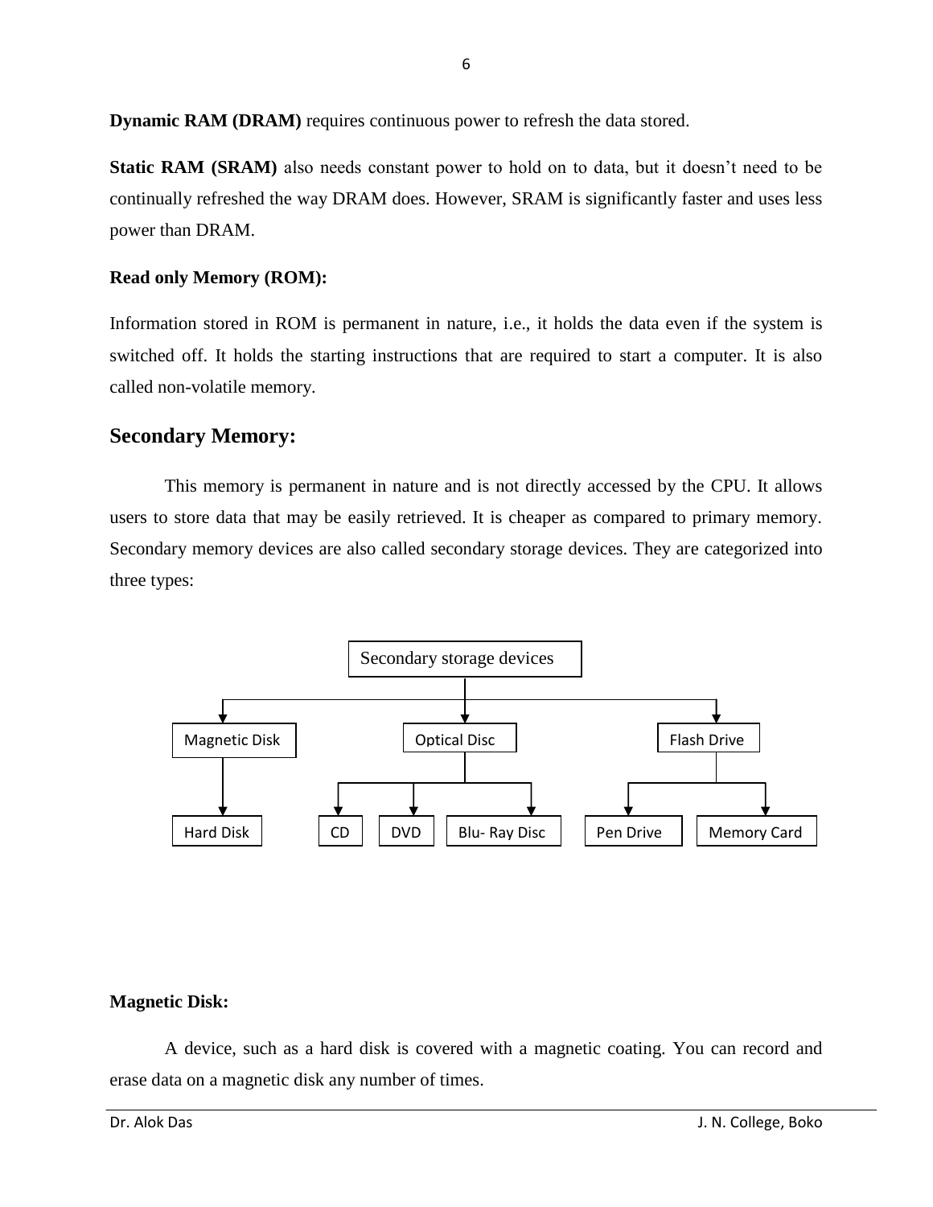**Dynamic RAM (DRAM)** requires continuous power to refresh the data stored.

**Static RAM (SRAM)** also needs constant power to hold on to data, but it doesn't need to be continually refreshed the way DRAM does. However, SRAM is significantly faster and uses less power than DRAM.

**Read only Memory (ROM):**

Information stored in ROM is permanent in nature, i.e., it holds the data even if the system is switched off. It holds the starting instructions that are required to start a computer. It is also called non-volatile memory.

## Secondary Memory:

This memory is permanent in nature and is not directly accessed by the CPU. It allows users to store data that may be easily retrieved. It is cheaper as compared to primary memory. Secondary memory devices are also called secondary storage devices. They are categorized into three types:

- Secondary storage devices
  - Magnetic Disk
    - Hard Disk
  - Optical Disc
    - CD
    - DVD
    - Blu- Ray Disc
  - Flash Drive
    - Pen Drive
    - Memory Card

**Magnetic Disk:**

A device, such as a hard disk is covered with a magnetic coating. You can record and erase data on a magnetic disk any number of times.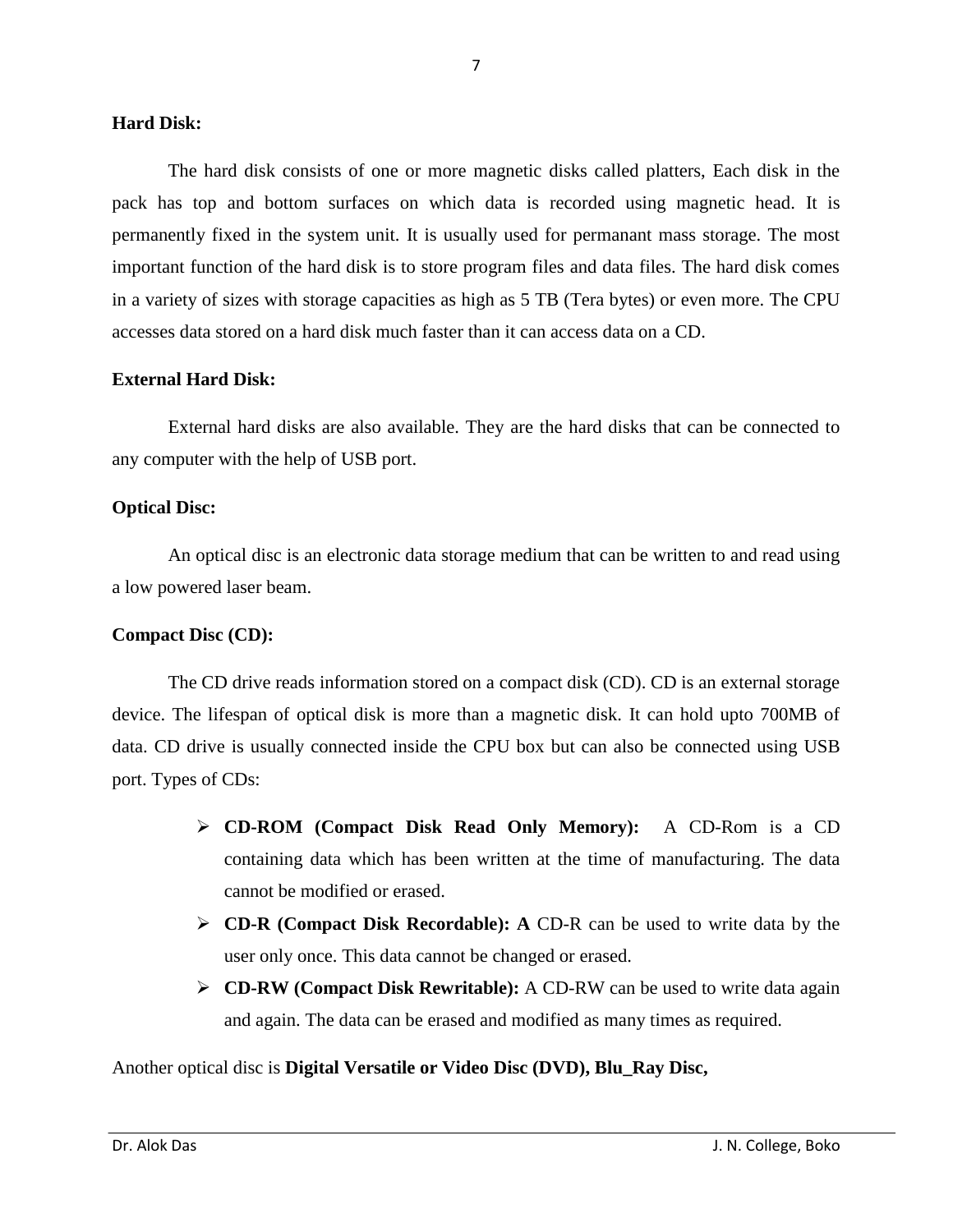**Hard Disk:**

The hard disk consists of one or more magnetic disks called platters, Each disk in the pack has top and bottom surfaces on which data is recorded using magnetic head. It is permanently fixed in the system unit. It is usually used for permanant mass storage. The most important function of the hard disk is to store program files and data files. The hard disk comes in a variety of sizes with storage capacities as high as 5 TB (Tera bytes) or even more. The CPU accesses data stored on a hard disk much faster than it can access data on a CD.

**External Hard Disk:**

External hard disks are also available. They are the hard disks that can be connected to any computer with the help of USB port.

**Optical Disc:**

An optical disc is an electronic data storage medium that can be written to and read using a low powered laser beam.

**Compact Disc (CD):**

The CD drive reads information stored on a compact disk (CD). CD is an external storage device. The lifespan of optical disk is more than a magnetic disk. It can hold upto 700MB of data. CD drive is usually connected inside the CPU box but can also be connected using USB port. Types of CDs:

- **CD-ROM (Compact Disk Read Only Memory):** A CD-Rom is a CD containing data which has been written at the time of manufacturing. The data cannot be modified or erased.
- **CD-R (Compact Disk Recordable): A** CD-R can be used to write data by the user only once. This data cannot be changed or erased.
- **CD-RW (Compact Disk Rewritable):** A CD-RW can be used to write data again and again. The data can be erased and modified as many times as required.

Another optical disc is **Digital Versatile or Video Disc (DVD), Blu_Ray Disc,**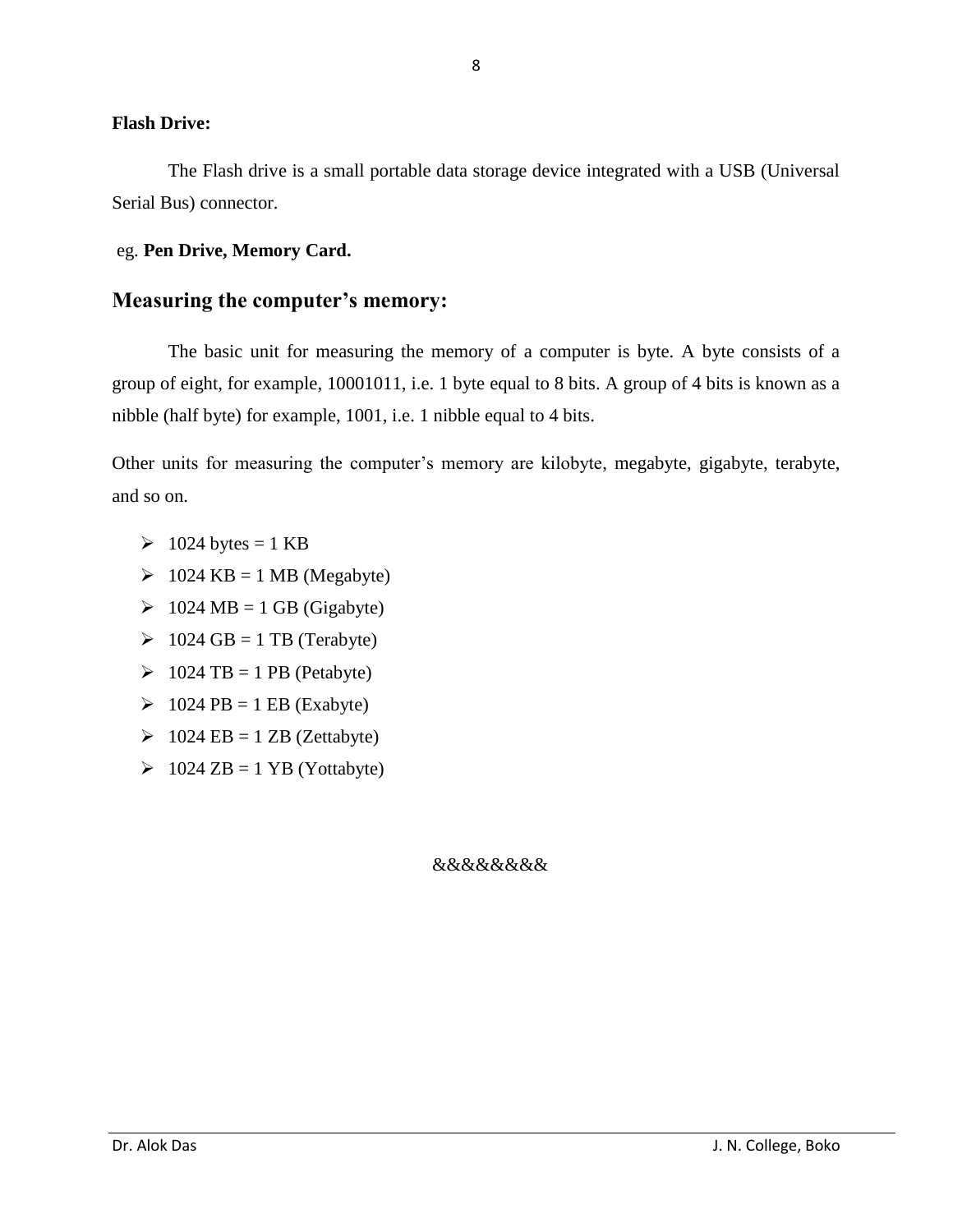**Flash Drive:**

The Flash drive is a small portable data storage device integrated with a USB (Universal Serial Bus) connector.

eg. **Pen Drive, Memory Card.**

## Measuring the computer's memory:

The basic unit for measuring the memory of a computer is byte. A byte consists of a group of eight, for example, 10001011, i.e. 1 byte equal to 8 bits. A group of 4 bits is known as a nibble (half byte) for example, 1001, i.e. 1 nibble equal to 4 bits.

Other units for measuring the computer's memory are kilobyte, megabyte, gigabyte, terabyte, and so on.

- 1024 bytes = 1 KB
- 1024 KB = 1 MB (Megabyte)
- 1024 MB = 1 GB (Gigabyte)
- 1024 GB = 1 TB (Terabyte)
- 1024 TB = 1 PB (Petabyte)
- 1024 PB = 1 EB (Exabyte)
- 1024 EB = 1 ZB (Zettabyte)
- 1024 ZB = 1 YB (Yottabyte)

&&&&&&&&